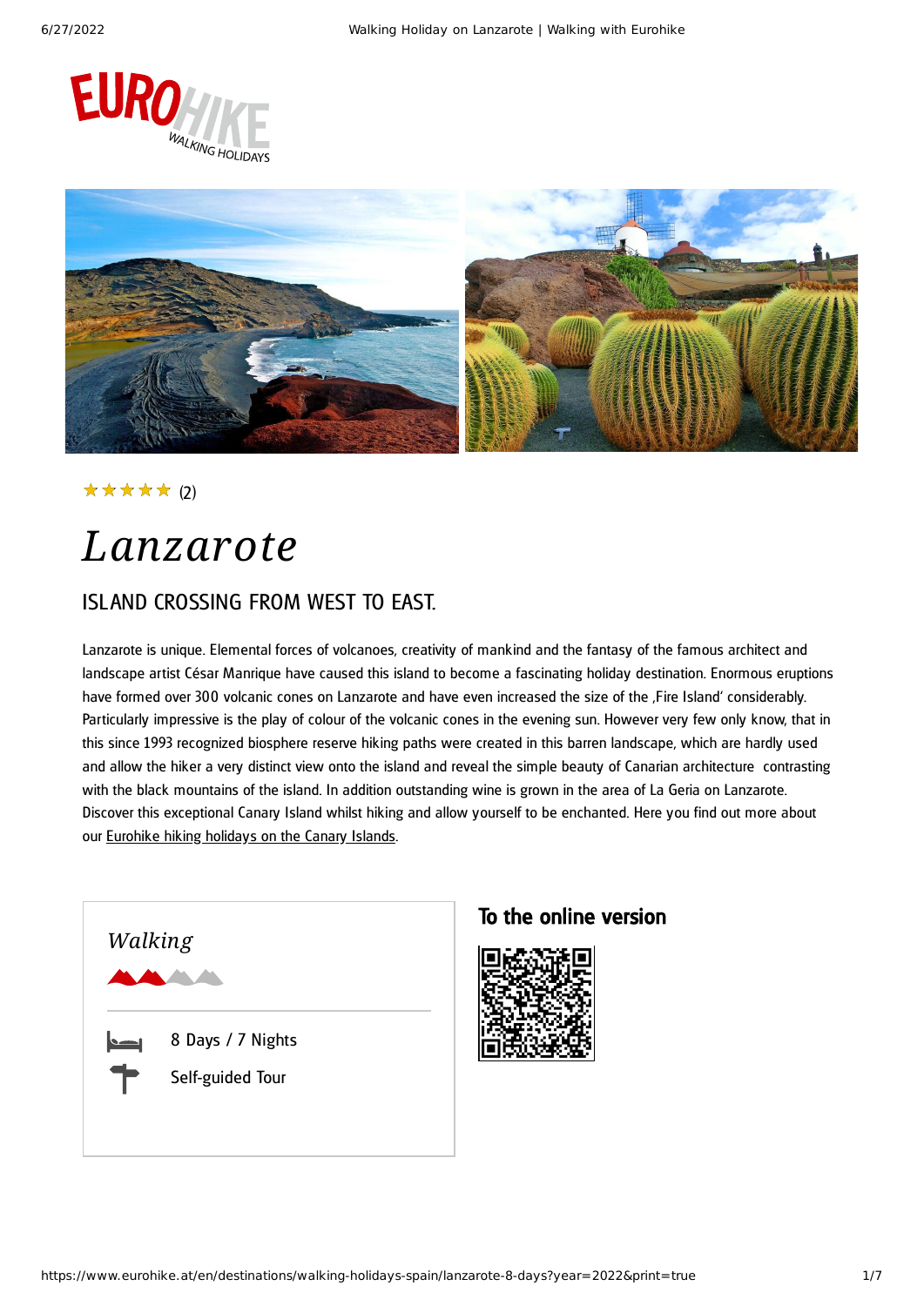★★★★★ (2)

# *Lanzarote*

## ISLAND CROSSING FROM WEST TO EAST.

Lanzarote is unique. Elemental forces of volcanoes, creativity of mankind and the fantasy of the famous architect and landscape artist César Manrique have caused this island to become a fascinating holiday destination. Enormous eruptions have formed over 300 volcanic cones on Lanzarote and have even increased the size of the ‚Fire Island' considerably. Particularly impressive is the play of colour of the volcanic cones in the evening sun. However very few only know, that in this since 1993 recognized biosphere reserve hiking paths were created in this barren landscape, which are hardly used and allow the hiker a very distinct view onto the island and reveal the simple beauty of Canarian architecture contrasting with the black mountains of the island. In addition outstanding wine is grown in the area of La Geria on Lanzarote. Discover this exceptional Canary Island whilst hiking and allow yourself to be enchanted. Here you find out more about our Eurohike hiking holidays on the Canary Islands.

*Walking*

8 Days / 7 Nights

Self-guided Tour

## To the online version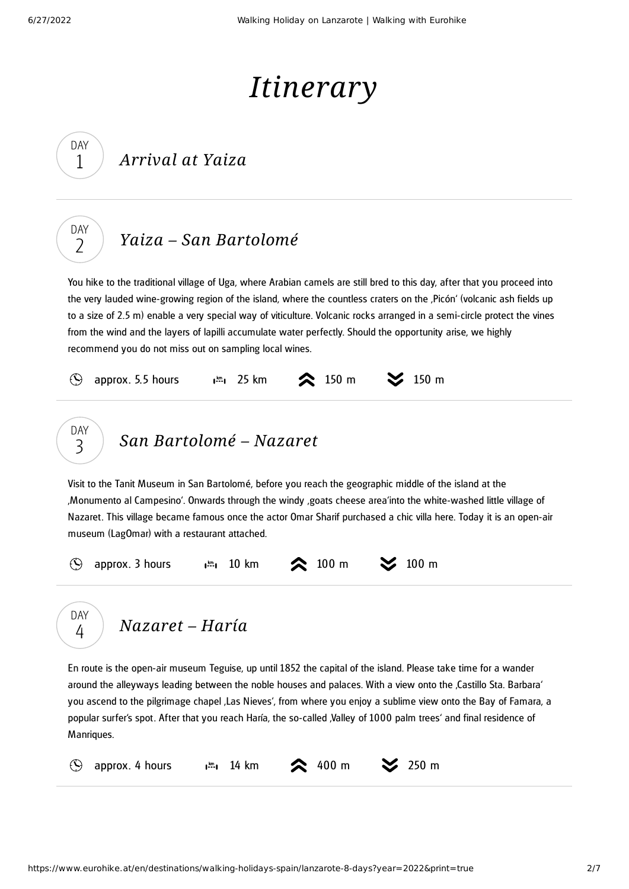# *Itinerary*

## DAY 1 *Arrival at Yaiza*

## DAY 2 *Yaiza – San Bartolomé*

You hike to the traditional village of Uga, where Arabian camels are still bred to this day, after that you proceed into the very lauded wine-growing region of the island, where the countless craters on the ‚Picón' (volcanic ash fields up to a size of 2.5 m) enable a very special way of viticulture. Volcanic rocks arranged in a semi-circle protect the vines from the wind and the layers of lapilli accumulate water perfectly. Should the opportunity arise, we highly recommend you do not miss out on sampling local wines.

approx. 5.5 hours | 25 km | ascent 150 m | descent 150 m

## DAY 3 *San Bartolomé – Nazaret*

Visit to the Tanit Museum in San Bartolomé, before you reach the geographic middle of the island at the ‚Monumento al Campesino'. Onwards through the windy ‚goats cheese area'into the white-washed little village of Nazaret. This village became famous once the actor Omar Sharif purchased a chic villa here. Today it is an open-air museum (LagOmar) with a restaurant attached.

approx. 3 hours | 10 km | ascent 100 m | descent 100 m

## DAY 4 *Nazaret – Haría*

En route is the open-air museum Teguise, up until 1852 the capital of the island. Please take time for a wander around the alleyways leading between the noble houses and palaces. With a view onto the ‚Castillo Sta. Barbara' you ascend to the pilgrimage chapel ‚Las Nieves', from where you enjoy a sublime view onto the Bay of Famara, a popular surfer's spot. After that you reach Haría, the so-called ‚Valley of 1000 palm trees' and final residence of Manriques.

approx. 4 hours | 14 km | ascent 400 m | descent 250 m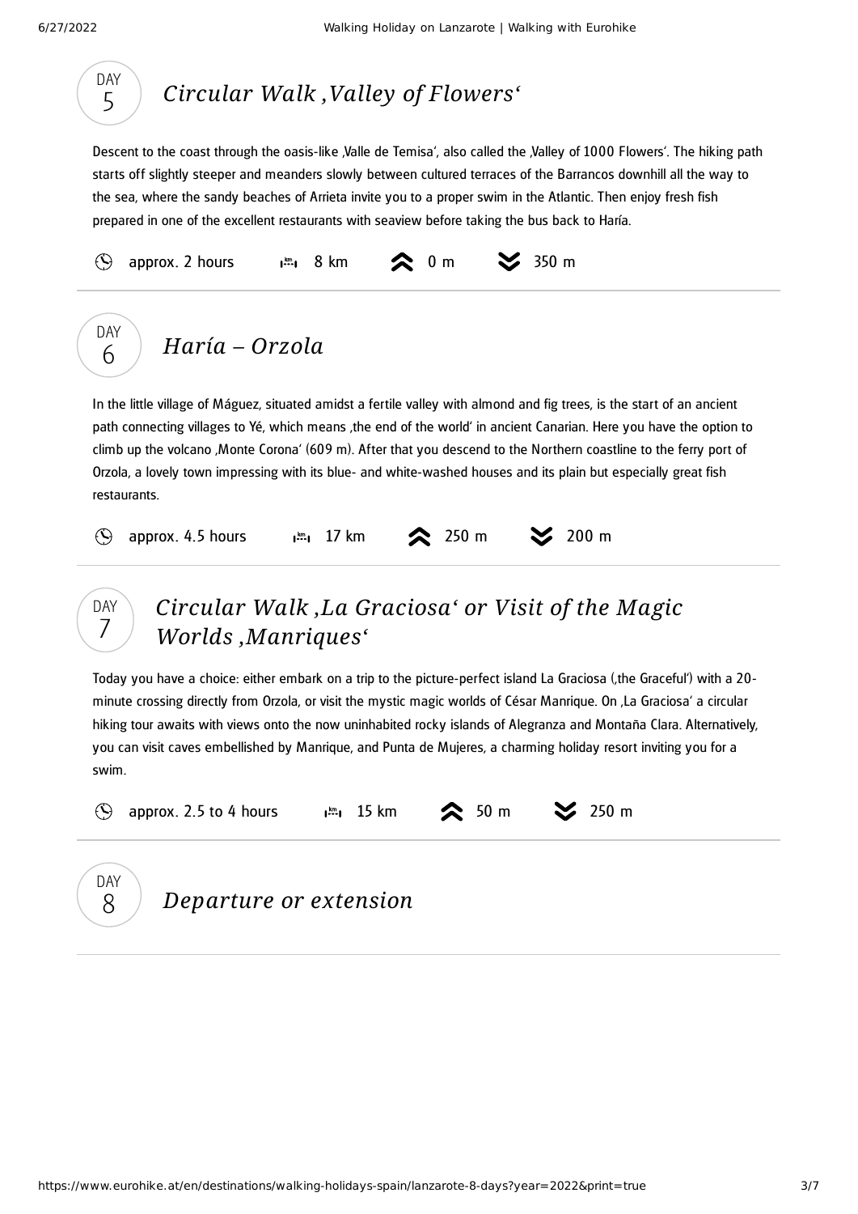## DAY 5 *Circular Walk ‚Valley of Flowers‘*

Descent to the coast through the oasis-like ‚Valle de Temisa‘, also called the ‚Valley of 1000 Flowers‘. The hiking path starts off slightly steeper and meanders slowly between cultured terraces of the Barrancos downhill all the way to the sea, where the sandy beaches of Arrieta invite you to a proper swim in the Atlantic. Then enjoy fresh fish prepared in one of the excellent restaurants with seaview before taking the bus back to Haría.

approx. 2 hours | 8 km | ascent 0 m | descent 350 m

## DAY 6 *Haría – Orzola*

In the little village of Máguez, situated amidst a fertile valley with almond and fig trees, is the start of an ancient path connecting villages to Yé, which means ‚the end of the world‘ in ancient Canarian. Here you have the option to climb up the volcano ‚Monte Corona‘ (609 m). After that you descend to the Northern coastline to the ferry port of Orzola, a lovely town impressing with its blue- and white-washed houses and its plain but especially great fish restaurants.

approx. 4.5 hours | 17 km | ascent 250 m | descent 200 m

## DAY 7 *Circular Walk ‚La Graciosa‘ or Visit of the Magic Worlds ‚Manriques‘*

Today you have a choice: either embark on a trip to the picture-perfect island La Graciosa (‚the Graceful‘) with a 20-minute crossing directly from Orzola, or visit the mystic magic worlds of César Manrique. On ‚La Graciosa‘ a circular hiking tour awaits with views onto the now uninhabited rocky islands of Alegranza and Montaña Clara. Alternatively, you can visit caves embellished by Manrique, and Punta de Mujeres, a charming holiday resort inviting you for a swim.

approx. 2.5 to 4 hours | 15 km | ascent 50 m | descent 250 m

## DAY 8 *Departure or extension*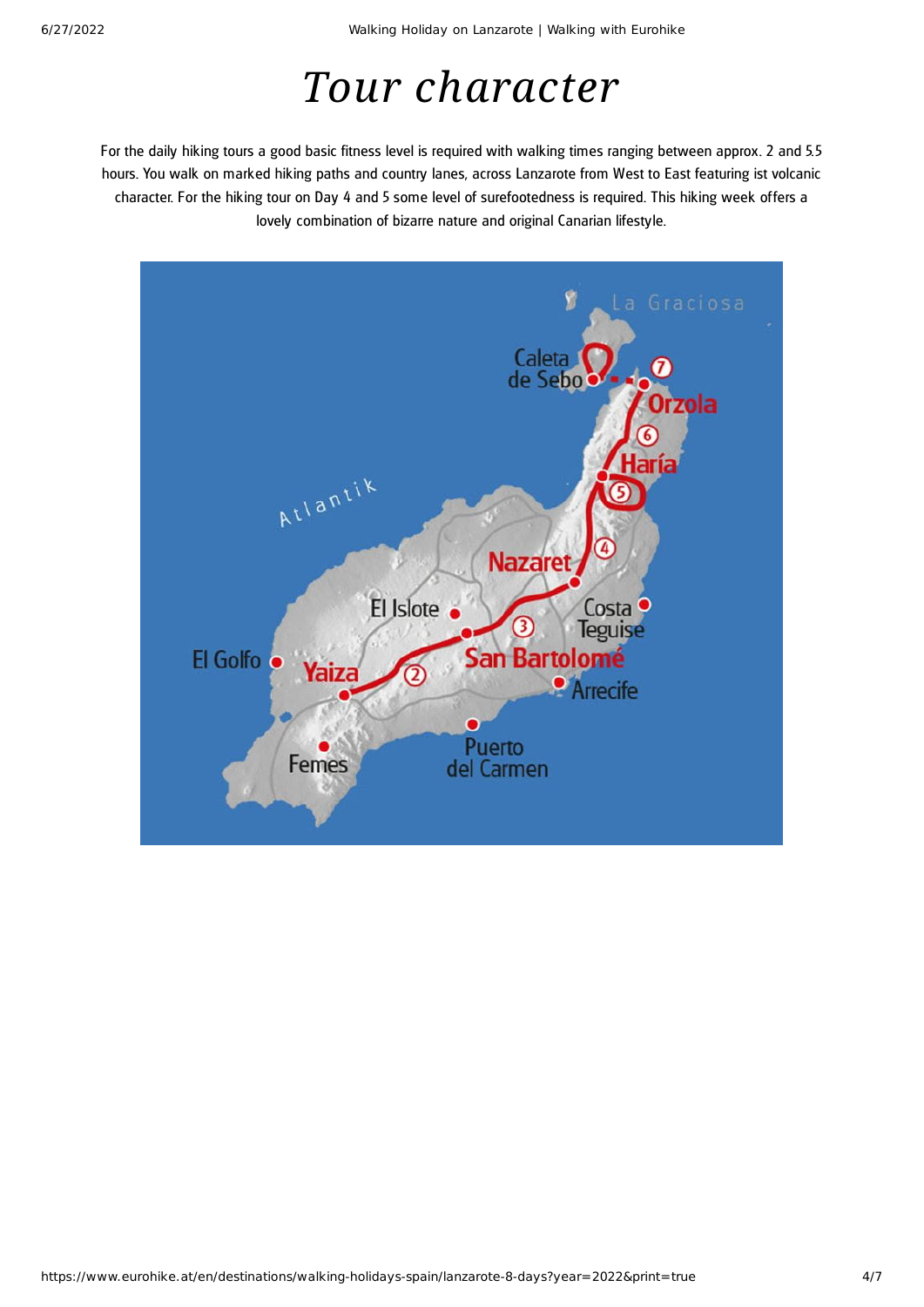# Tour character

For the daily hiking tours a good basic fitness level is required with walking times ranging between approx. 2 and 5.5 hours. You walk on marked hiking paths and country lanes, across Lanzarote from West to East featuring ist volcanic character. For the hiking tour on Day 4 and 5 some level of surefootedness is required. This hiking week offers a lovely combination of bizarre nature and original Canarian lifestyle.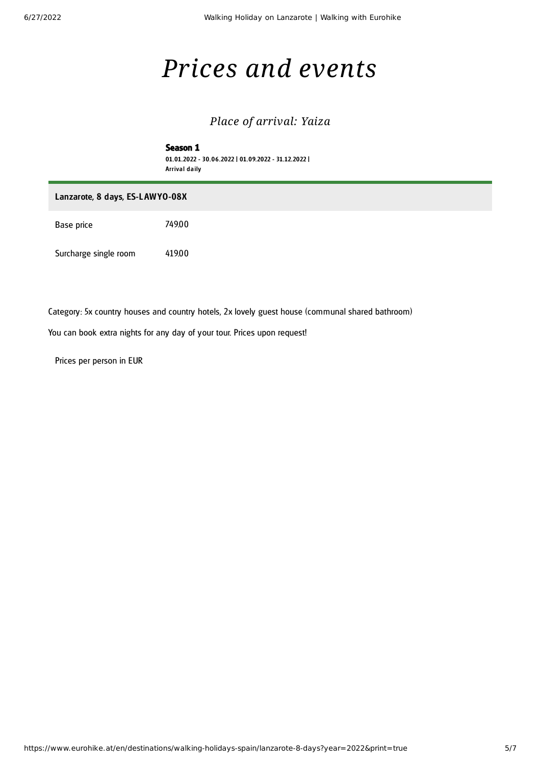# Prices and events

## Place of arrival: Yaiza

**Season 1**

01.01.2022 - 30.06.2022 | 01.09.2022 - 31.12.2022 |
Arrival daily

| Lanzarote, 8 days, ES-LAWYO-08X | |
|---|---|
| Base price | 749.00 |
| Surcharge single room | 419.00 |

Category: 5x country houses and country hotels, 2x lovely guest house (communal shared bathroom)

You can book extra nights for any day of your tour. Prices upon request!

Prices per person in EUR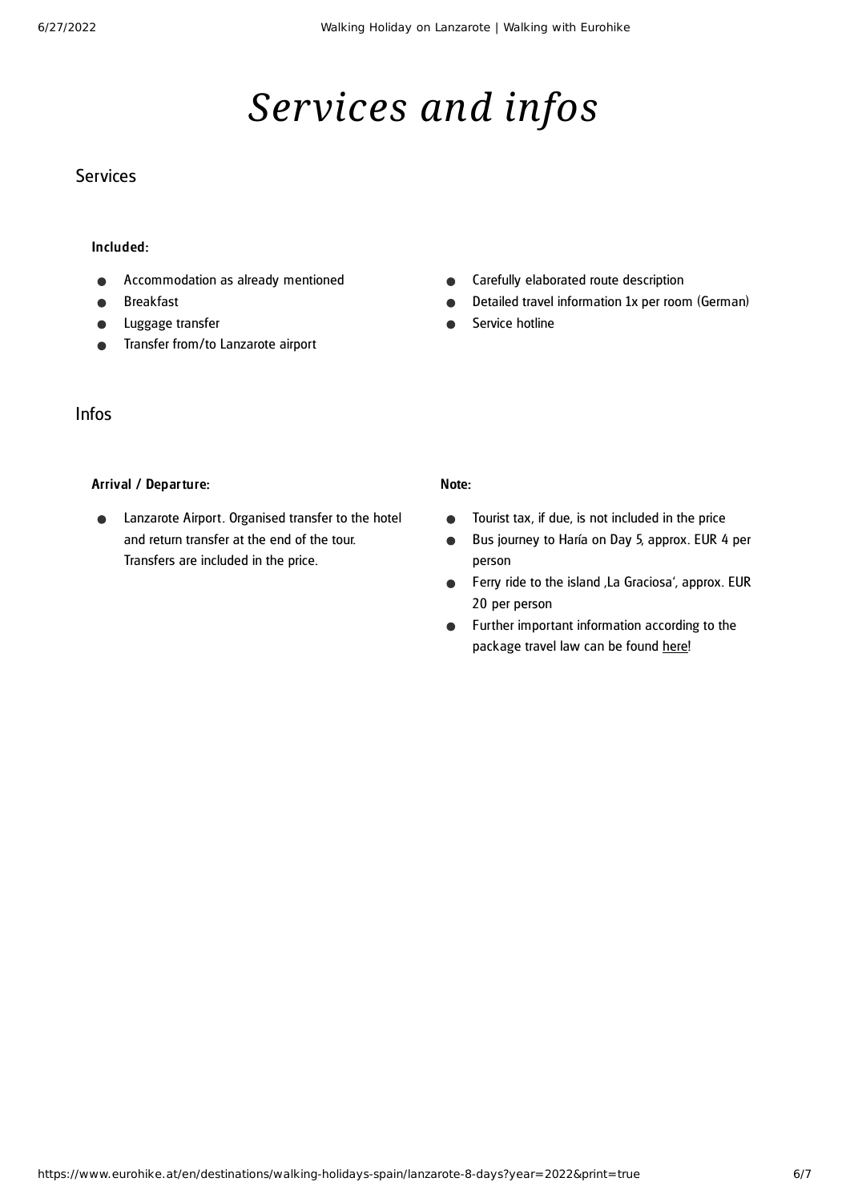# *Services and infos*

## Services

**Included:**

- Accommodation as already mentioned
- Breakfast
- Luggage transfer
- Transfer from/to Lanzarote airport
- Carefully elaborated route description
- Detailed travel information 1x per room (German)
- Service hotline

## Infos

**Arrival / Departure:**

- Lanzarote Airport. Organised transfer to the hotel and return transfer at the end of the tour. Transfers are included in the price.

**Note:**

- Tourist tax, if due, is not included in the price
- Bus journey to Haría on Day 5, approx. EUR 4 per person
- Ferry ride to the island ‚La Graciosa', approx. EUR 20 per person
- Further important information according to the package travel law can be found here!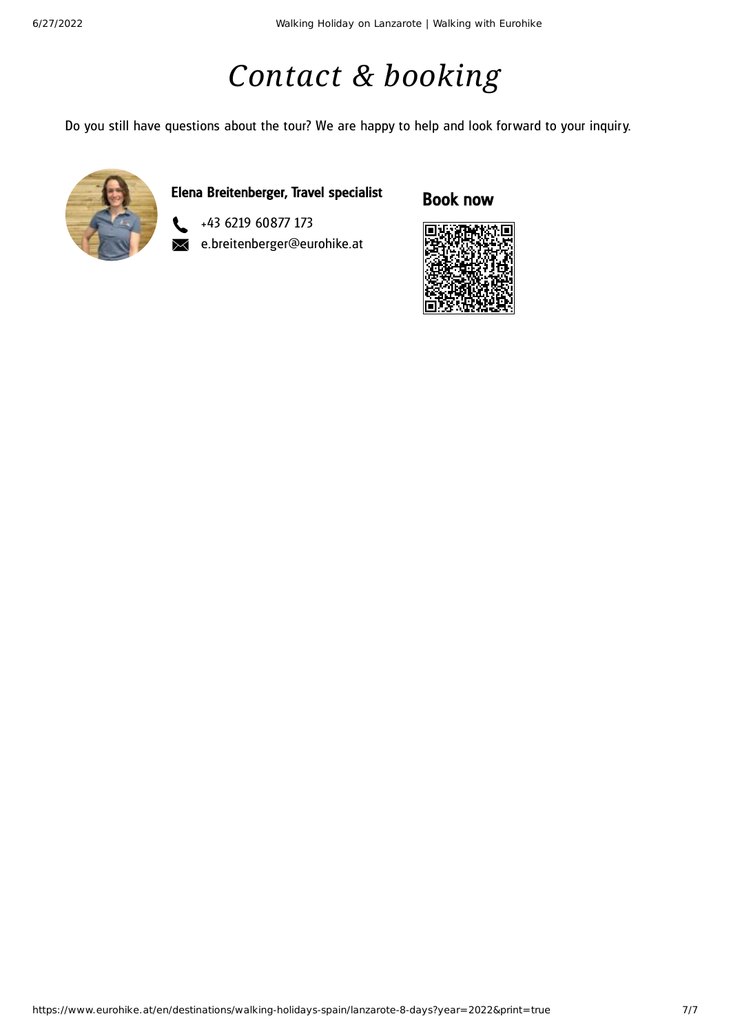# *Contact & booking*

Do you still have questions about the tour? We are happy to help and look forward to your inquiry.

**Elena Breitenberger, Travel specialist**

+43 6219 60877 173

e.breitenberger@eurohike.at

## Book now